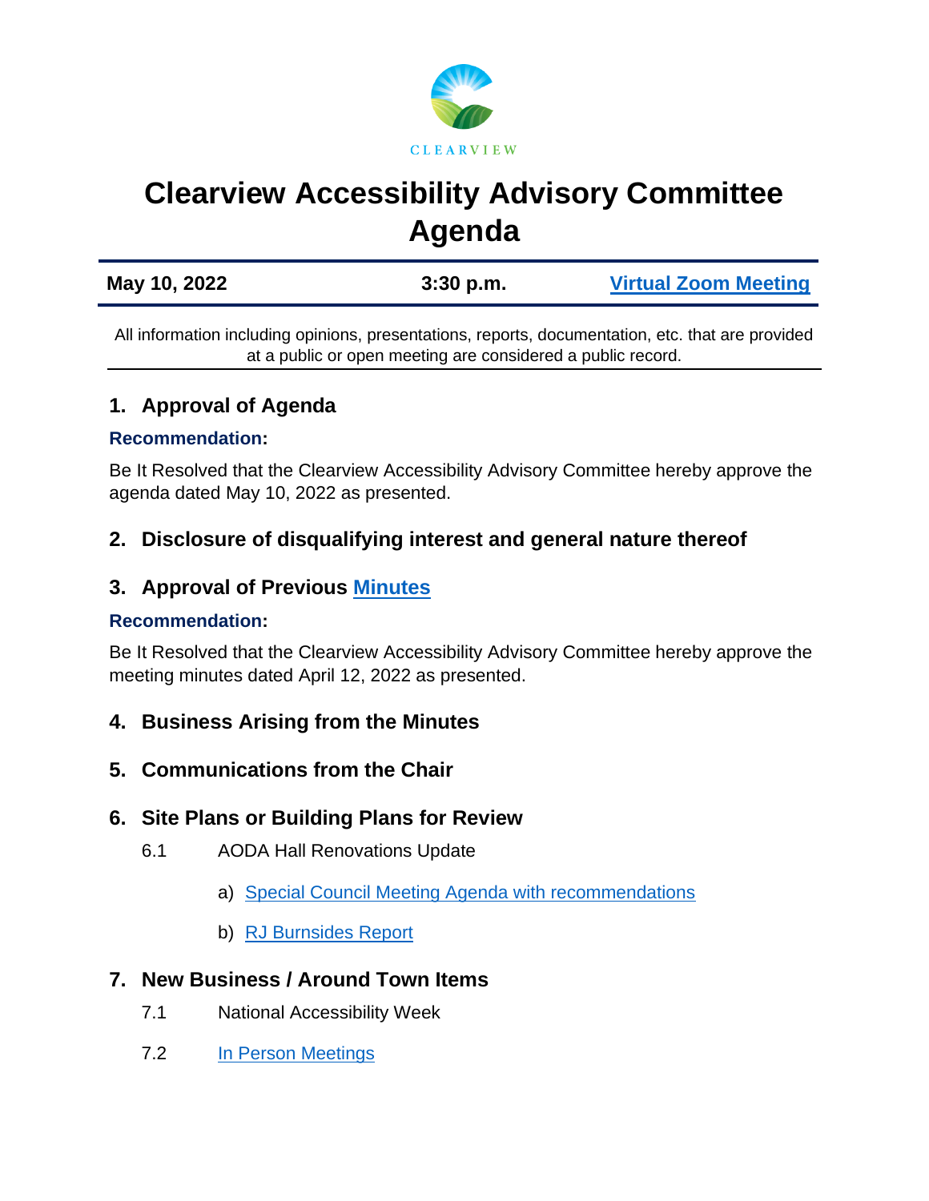CLEARVIEW

# Clearview Accessibility Advisory Committee Agenda

| May 10, 2022 | 3:30 p.m. | Virtual Zoom Meeting |
|---|---|---|

All information including opinions, presentations, reports, documentation, etc. that are provided at a public or open meeting are considered a public record.

## 1. Approval of Agenda

**Recommendation:**

Be It Resolved that the Clearview Accessibility Advisory Committee hereby approve the agenda dated May 10, 2022 as presented.

## 2. Disclosure of disqualifying interest and general nature thereof

## 3. Approval of Previous Minutes

**Recommendation:**

Be It Resolved that the Clearview Accessibility Advisory Committee hereby approve the meeting minutes dated April 12, 2022 as presented.

## 4. Business Arising from the Minutes

## 5. Communications from the Chair

## 6. Site Plans or Building Plans for Review

6.1 AODA Hall Renovations Update

a) Special Council Meeting Agenda with recommendations

b) RJ Burnsides Report

## 7. New Business / Around Town Items

7.1 National Accessibility Week

7.2 In Person Meetings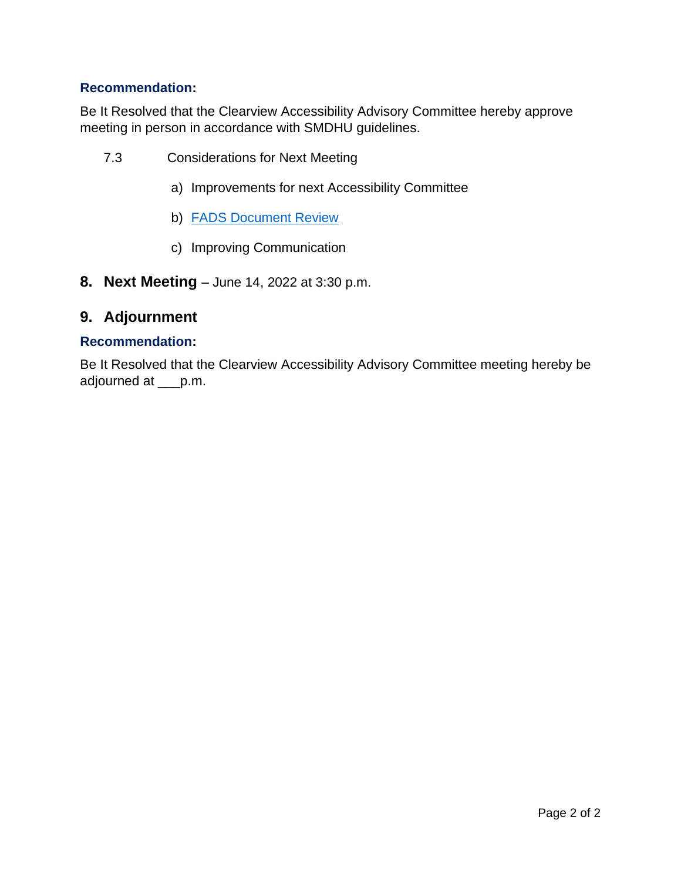**Recommendation:**

Be It Resolved that the Clearview Accessibility Advisory Committee hereby approve meeting in person in accordance with SMDHU guidelines.

7.3 Considerations for Next Meeting

a) Improvements for next Accessibility Committee

b) FADS Document Review

c) Improving Communication

## 8. Next Meeting – June 14, 2022 at 3:30 p.m.

## 9. Adjournment

**Recommendation:**

Be It Resolved that the Clearview Accessibility Advisory Committee meeting hereby be adjourned at ___p.m.